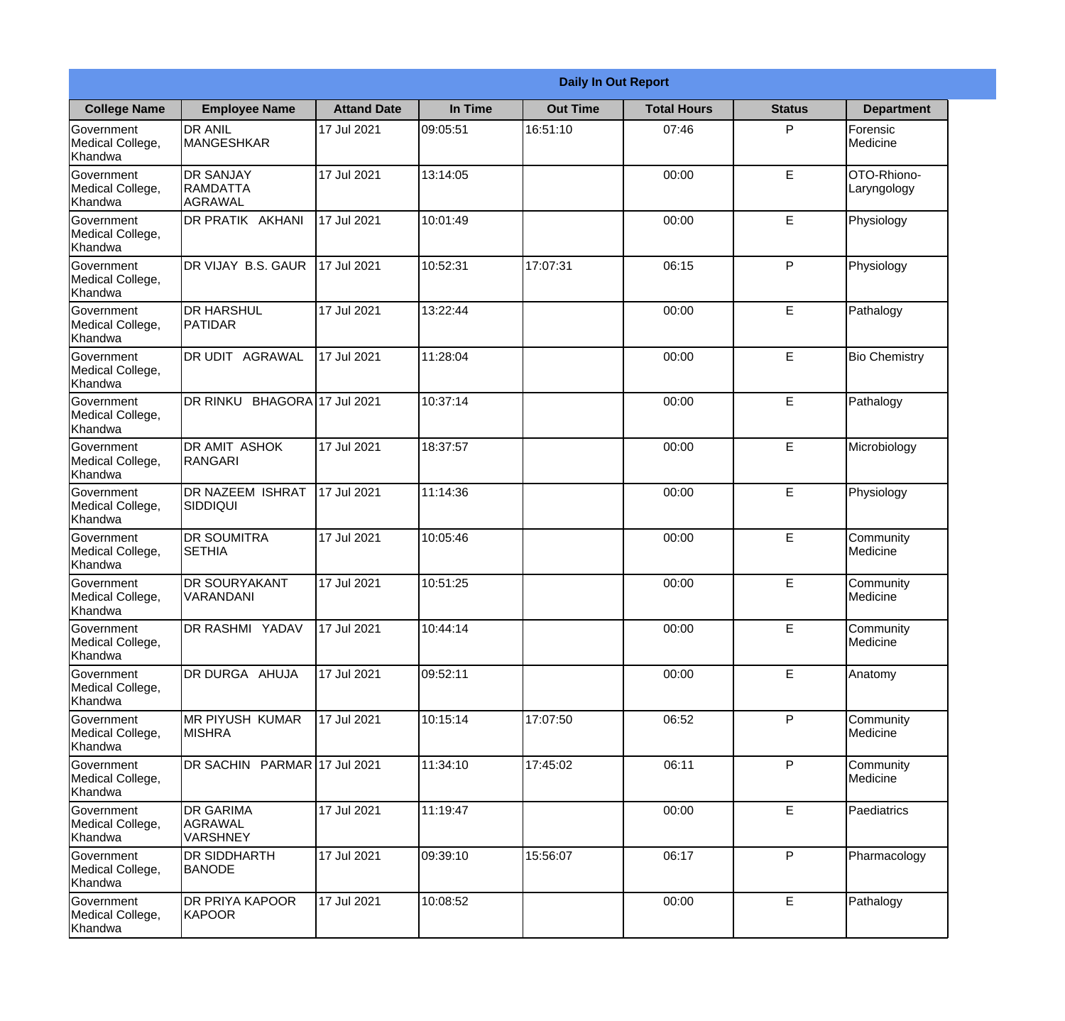| Daily In Out Report | | | | | | | |
|---|---|---|---|---|---|---|---|
| College Name | Employee Name | Attand Date | In Time | Out Time | Total Hours | Status | Department |
| Government Medical College, Khandwa | DR ANIL MANGESHKAR | 17 Jul 2021 | 09:05:51 | 16:51:10 | 07:46 | P | Forensic Medicine |
| Government Medical College, Khandwa | DR SANJAY RAMDATTA AGRAWAL | 17 Jul 2021 | 13:14:05 | | 00:00 | E | OTO-Rhiono-Laryngology |
| Government Medical College, Khandwa | DR PRATIK AKHANI | 17 Jul 2021 | 10:01:49 | | 00:00 | E | Physiology |
| Government Medical College, Khandwa | DR VIJAY B.S. GAUR | 17 Jul 2021 | 10:52:31 | 17:07:31 | 06:15 | P | Physiology |
| Government Medical College, Khandwa | DR HARSHUL PATIDAR | 17 Jul 2021 | 13:22:44 | | 00:00 | E | Pathalogy |
| Government Medical College, Khandwa | DR UDIT AGRAWAL | 17 Jul 2021 | 11:28:04 | | 00:00 | E | Bio Chemistry |
| Government Medical College, Khandwa | DR RINKU BHAGORA | 17 Jul 2021 | 10:37:14 | | 00:00 | E | Pathalogy |
| Government Medical College, Khandwa | DR AMIT ASHOK RANGARI | 17 Jul 2021 | 18:37:57 | | 00:00 | E | Microbiology |
| Government Medical College, Khandwa | DR NAZEEM ISHRAT SIDDIQUI | 17 Jul 2021 | 11:14:36 | | 00:00 | E | Physiology |
| Government Medical College, Khandwa | DR SOUMITRA SETHIA | 17 Jul 2021 | 10:05:46 | | 00:00 | E | Community Medicine |
| Government Medical College, Khandwa | DR SOURYAKANT VARANDANI | 17 Jul 2021 | 10:51:25 | | 00:00 | E | Community Medicine |
| Government Medical College, Khandwa | DR RASHMI YADAV | 17 Jul 2021 | 10:44:14 | | 00:00 | E | Community Medicine |
| Government Medical College, Khandwa | DR DURGA AHUJA | 17 Jul 2021 | 09:52:11 | | 00:00 | E | Anatomy |
| Government Medical College, Khandwa | MR PIYUSH KUMAR MISHRA | 17 Jul 2021 | 10:15:14 | 17:07:50 | 06:52 | P | Community Medicine |
| Government Medical College, Khandwa | DR SACHIN PARMAR | 17 Jul 2021 | 11:34:10 | 17:45:02 | 06:11 | P | Community Medicine |
| Government Medical College, Khandwa | DR GARIMA AGRAWAL VARSHNEY | 17 Jul 2021 | 11:19:47 | | 00:00 | E | Paediatrics |
| Government Medical College, Khandwa | DR SIDDHARTH BANODE | 17 Jul 2021 | 09:39:10 | 15:56:07 | 06:17 | P | Pharmacology |
| Government Medical College, Khandwa | DR PRIYA KAPOOR KAPOOR | 17 Jul 2021 | 10:08:52 | | 00:00 | E | Pathalogy |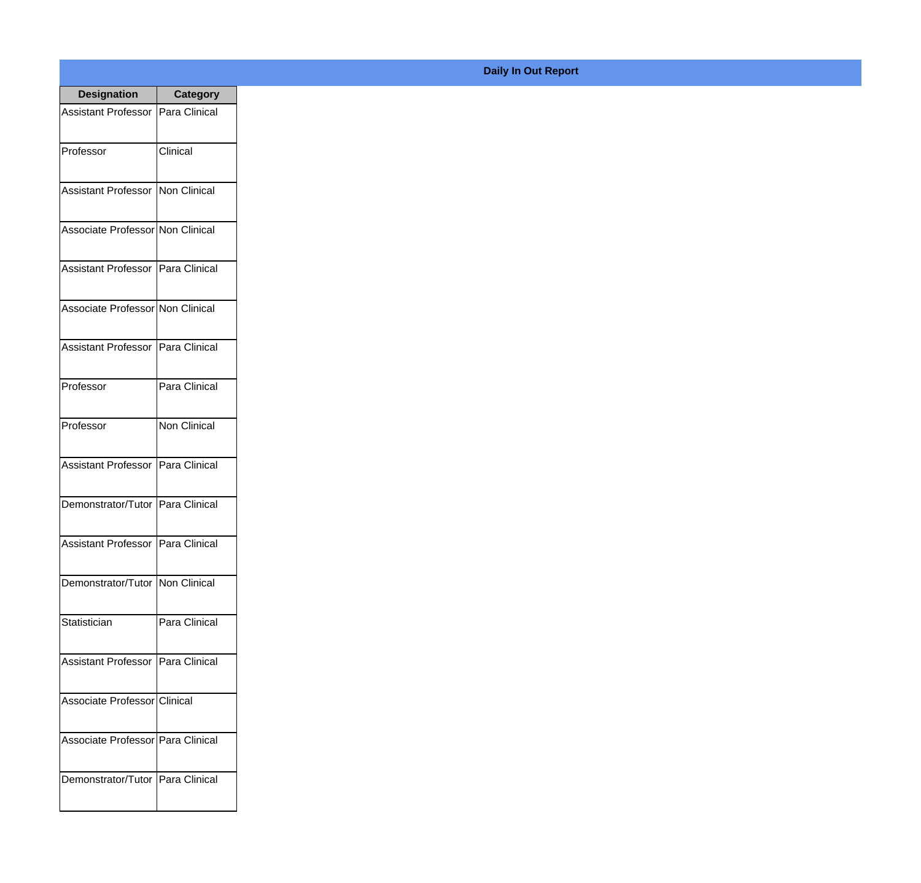**Daily In Out Report**

| Designation | Category |
|---|---|
| Assistant Professor | Para Clinical |
| Professor | Clinical |
| Assistant Professor | Non Clinical |
| Associate Professor | Non Clinical |
| Assistant Professor | Para Clinical |
| Associate Professor | Non Clinical |
| Assistant Professor | Para Clinical |
| Professor | Para Clinical |
| Professor | Non Clinical |
| Assistant Professor | Para Clinical |
| Demonstrator/Tutor | Para Clinical |
| Assistant Professor | Para Clinical |
| Demonstrator/Tutor | Non Clinical |
| Statistician | Para Clinical |
| Assistant Professor | Para Clinical |
| Associate Professor | Clinical |
| Associate Professor | Para Clinical |
| Demonstrator/Tutor | Para Clinical |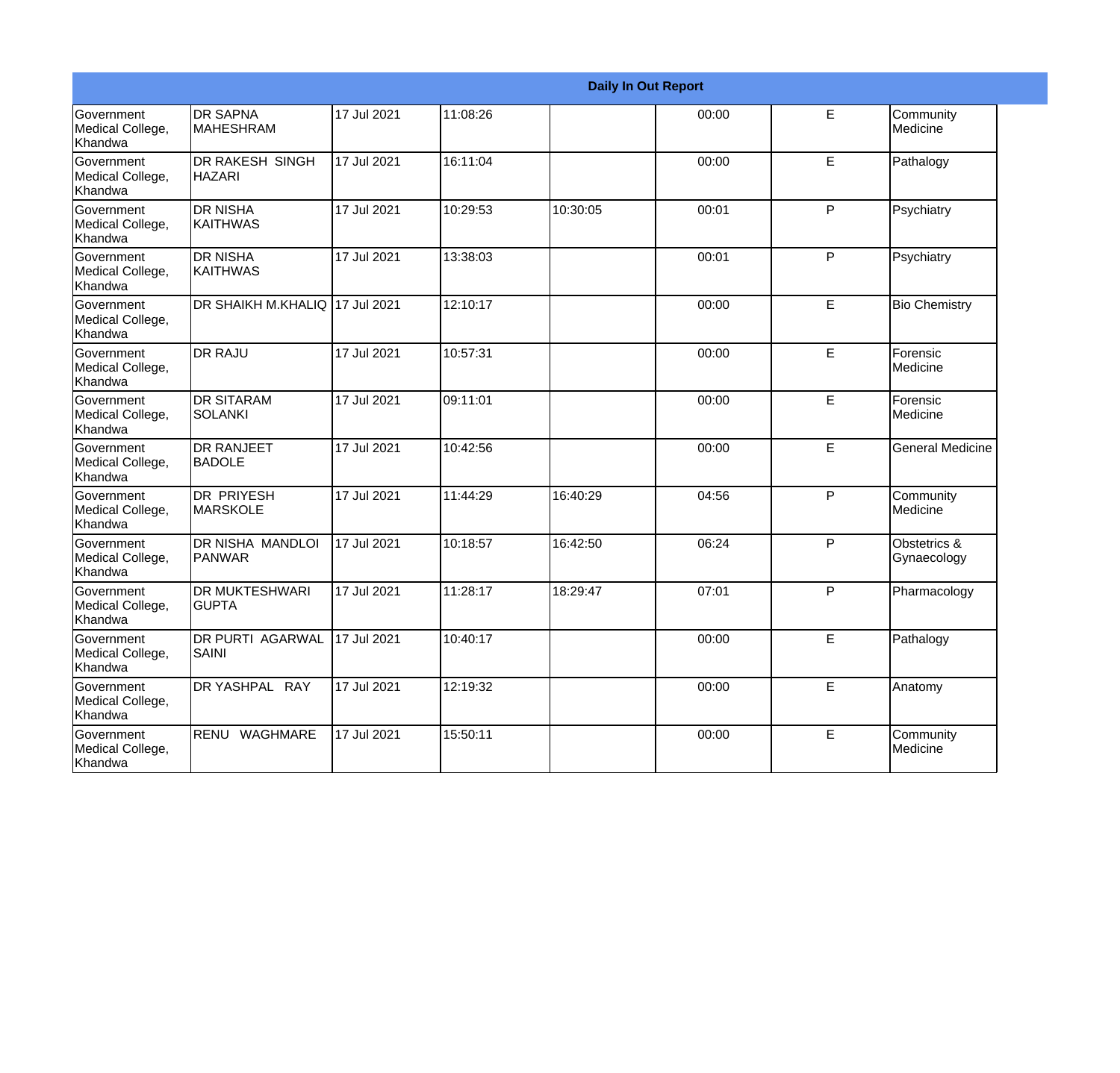| Daily In Out Report | | | | | | | |
|---|---|---|---|---|---|---|---|
| Government Medical College, Khandwa | DR SAPNA MAHESHRAM | 17 Jul 2021 | 11:08:26 | | 00:00 | E | Community Medicine |
| Government Medical College, Khandwa | DR RAKESH SINGH HAZARI | 17 Jul 2021 | 16:11:04 | | 00:00 | E | Pathalogy |
| Government Medical College, Khandwa | DR NISHA KAITHWAS | 17 Jul 2021 | 10:29:53 | 10:30:05 | 00:01 | P | Psychiatry |
| Government Medical College, Khandwa | DR NISHA KAITHWAS | 17 Jul 2021 | 13:38:03 | | 00:01 | P | Psychiatry |
| Government Medical College, Khandwa | DR SHAIKH M.KHALIQ | 17 Jul 2021 | 12:10:17 | | 00:00 | E | Bio Chemistry |
| Government Medical College, Khandwa | DR RAJU | 17 Jul 2021 | 10:57:31 | | 00:00 | E | Forensic Medicine |
| Government Medical College, Khandwa | DR SITARAM SOLANKI | 17 Jul 2021 | 09:11:01 | | 00:00 | E | Forensic Medicine |
| Government Medical College, Khandwa | DR RANJEET BADOLE | 17 Jul 2021 | 10:42:56 | | 00:00 | E | General Medicine |
| Government Medical College, Khandwa | DR PRIYESH MARSKOLE | 17 Jul 2021 | 11:44:29 | 16:40:29 | 04:56 | P | Community Medicine |
| Government Medical College, Khandwa | DR NISHA MANDLOI PANWAR | 17 Jul 2021 | 10:18:57 | 16:42:50 | 06:24 | P | Obstetrics & Gynaecology |
| Government Medical College, Khandwa | DR MUKTESHWARI GUPTA | 17 Jul 2021 | 11:28:17 | 18:29:47 | 07:01 | P | Pharmacology |
| Government Medical College, Khandwa | DR PURTI AGARWAL SAINI | 17 Jul 2021 | 10:40:17 | | 00:00 | E | Pathalogy |
| Government Medical College, Khandwa | DR YASHPAL RAY | 17 Jul 2021 | 12:19:32 | | 00:00 | E | Anatomy |
| Government Medical College, Khandwa | RENU WAGHMARE | 17 Jul 2021 | 15:50:11 | | 00:00 | E | Community Medicine |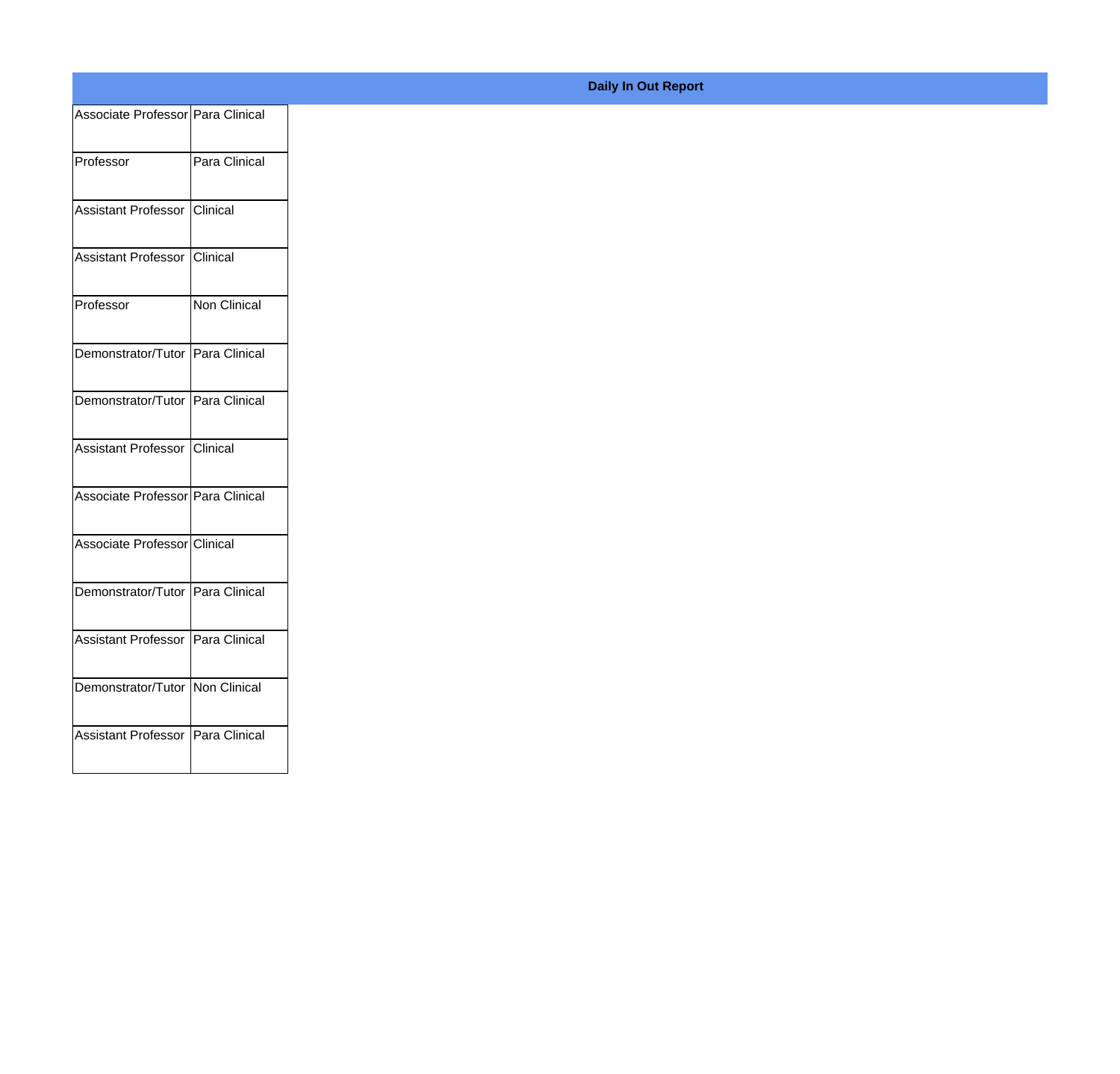**Daily In Out Report**

| | |
|---|---|
| Associate Professor | Para Clinical |
| Professor | Para Clinical |
| Assistant Professor | Clinical |
| Assistant Professor | Clinical |
| Professor | Non Clinical |
| Demonstrator/Tutor | Para Clinical |
| Demonstrator/Tutor | Para Clinical |
| Assistant Professor | Clinical |
| Associate Professor | Para Clinical |
| Associate Professor | Clinical |
| Demonstrator/Tutor | Para Clinical |
| Assistant Professor | Para Clinical |
| Demonstrator/Tutor | Non Clinical |
| Assistant Professor | Para Clinical |